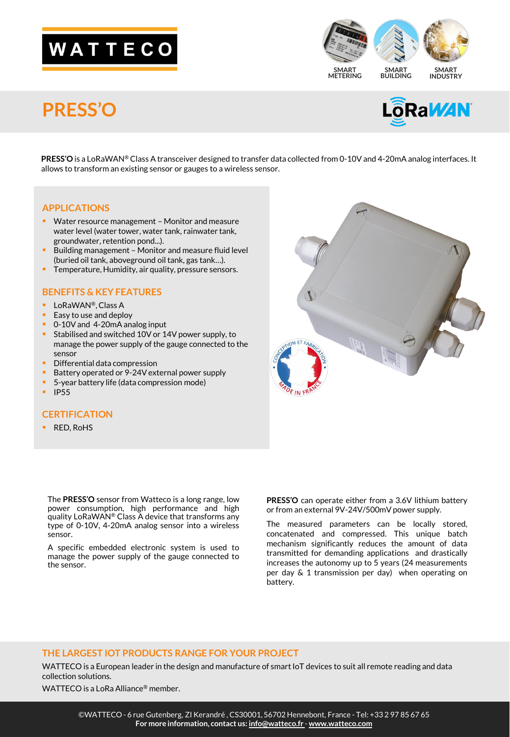WATTECO

SMART METERING · SMART BUILDING · SMART INDUSTRY

# PRESS'O

LoRaWAN

**PRESS'O** is a LoRaWAN® Class A transceiver designed to transfer data collected from 0-10V and 4-20mA analog interfaces. It allows to transform an existing sensor or gauges to a wireless sensor.

## APPLICATIONS

- Water resource management – Monitor and measure water level (water tower, water tank, rainwater tank, groundwater, retention pond...).
- Building management – Monitor and measure fluid level (buried oil tank, aboveground oil tank, gas tank…).
- Temperature, Humidity, air quality, pressure sensors.

## BENEFITS & KEY FEATURES

- LoRaWAN®, Class A
- Easy to use and deploy
- 0-10V and 4-20mA analog input
- Stabilised and switched 10V or 14V power supply, to manage the power supply of the gauge connected to the sensor
- Differential data compression
- Battery operated or 9-24V external power supply
- 5-year battery life (data compression mode)
- IP55

## CERTIFICATION

- RED, RoHS

CONCEPTION ET FABRICATION · MADE IN FRANCE

The **PRESS'O** sensor from Watteco is a long range, low power consumption, high performance and high quality LoRaWAN® Class A device that transforms any type of 0-10V, 4-20mA analog sensor into a wireless sensor.

A specific embedded electronic system is used to manage the power supply of the gauge connected to the sensor.

**PRESS'O** can operate either from a 3.6V lithium battery or from an external 9V-24V/500mV power supply.

The measured parameters can be locally stored, concatenated and compressed. This unique batch mechanism significantly reduces the amount of data transmitted for demanding applications and drastically increases the autonomy up to 5 years (24 measurements per day & 1 transmission per day) when operating on battery.

## THE LARGEST IOT PRODUCTS RANGE FOR YOUR PROJECT

WATTECO is a European leader in the design and manufacture of smart IoT devices to suit all remote reading and data collection solutions.

WATTECO is a LoRa Alliance® member.

©WATTECO - 6 rue Gutenberg, ZI Kerandré , CS30001, 56702 Hennebont, France - Tel: +33 2 97 85 67 65
**For more information, contact us: info@watteco.fr - www.watteco.com**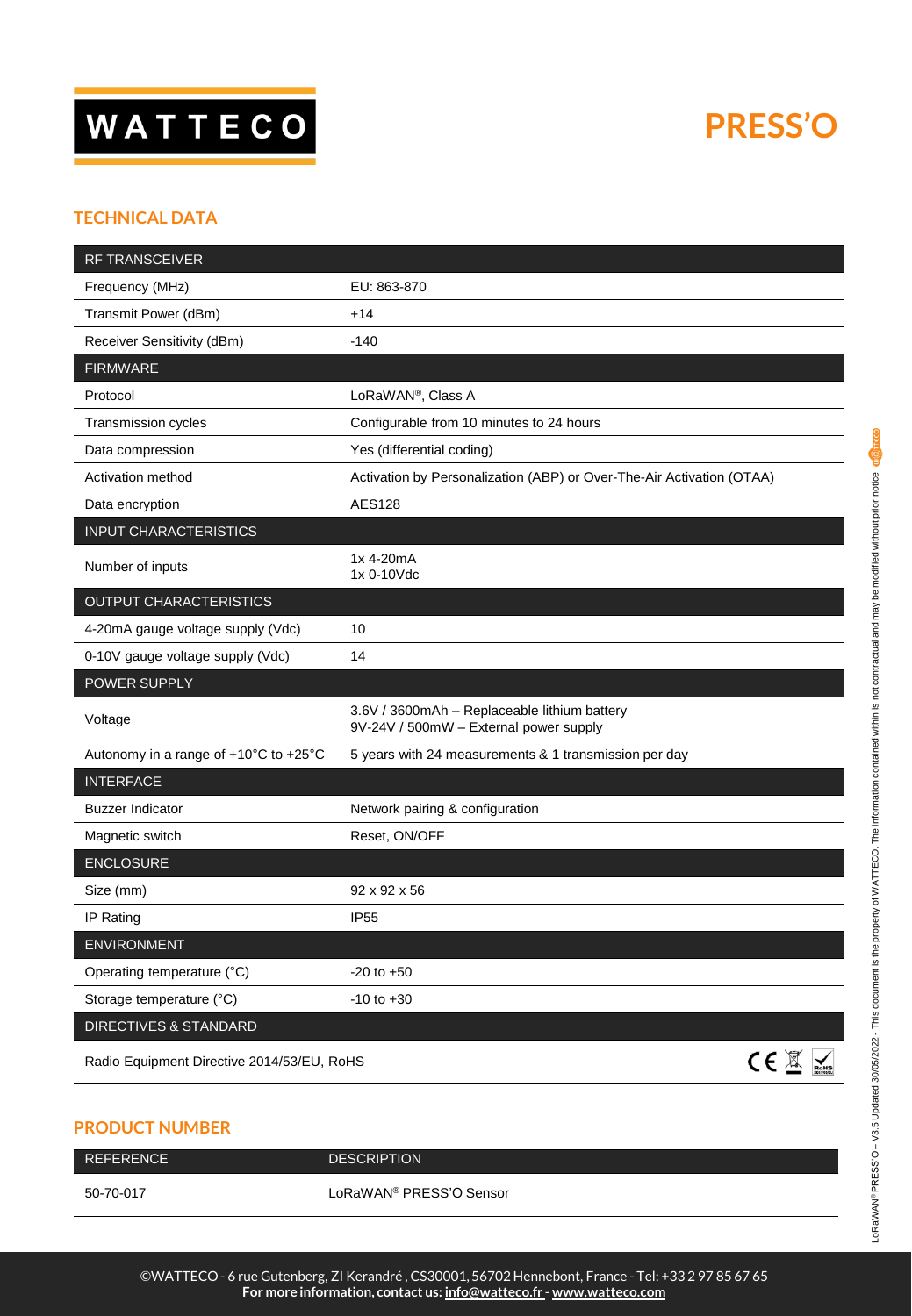# WATTECO

# PRESS'O

## TECHNICAL DATA

| | |
|---|---|
| **RF TRANSCEIVER** | |
| Frequency (MHz) | EU: 863-870 |
| Transmit Power (dBm) | +14 |
| Receiver Sensitivity (dBm) | -140 |
| **FIRMWARE** | |
| Protocol | LoRaWAN®, Class A |
| Transmission cycles | Configurable from 10 minutes to 24 hours |
| Data compression | Yes (differential coding) |
| Activation method | Activation by Personalization (ABP) or Over-The-Air Activation (OTAA) |
| Data encryption | AES128 |
| **INPUT CHARACTERISTICS** | |
| Number of inputs | 1x 4-20mA<br>1x 0-10Vdc |
| **OUTPUT CHARACTERISTICS** | |
| 4-20mA gauge voltage supply (Vdc) | 10 |
| 0-10V gauge voltage supply (Vdc) | 14 |
| **POWER SUPPLY** | |
| Voltage | 3.6V / 3600mAh – Replaceable lithium battery<br>9V-24V / 500mW – External power supply |
| Autonomy in a range of +10°C to +25°C | 5 years with 24 measurements & 1 transmission per day |
| **INTERFACE** | |
| Buzzer Indicator | Network pairing & configuration |
| Magnetic switch | Reset, ON/OFF |
| **ENCLOSURE** | |
| Size (mm) | 92 x 92 x 56 |
| IP Rating | IP55 |
| **ENVIRONMENT** | |
| Operating temperature (°C) | -20 to +50 |
| Storage temperature (°C) | -10 to +30 |
| **DIRECTIVES & STANDARD** | |
| Radio Equipment Directive 2014/53/EU, RoHS | CE, RoHS |

## PRODUCT NUMBER

| REFERENCE | DESCRIPTION |
|---|---|
| 50-70-017 | LoRaWAN® PRESS'O Sensor |

LoRaWAN® PRESS'O – V3.5 Updated 30/05/2022 - This document is the property of WATTECO. The information contained within is not contractual and may be modified without prior notice

©WATTECO - 6 rue Gutenberg, ZI Kerandré , CS30001, 56702 Hennebont, France - Tel: +33 2 97 85 67 65
**For more information, contact us: info@watteco.fr - www.watteco.com**